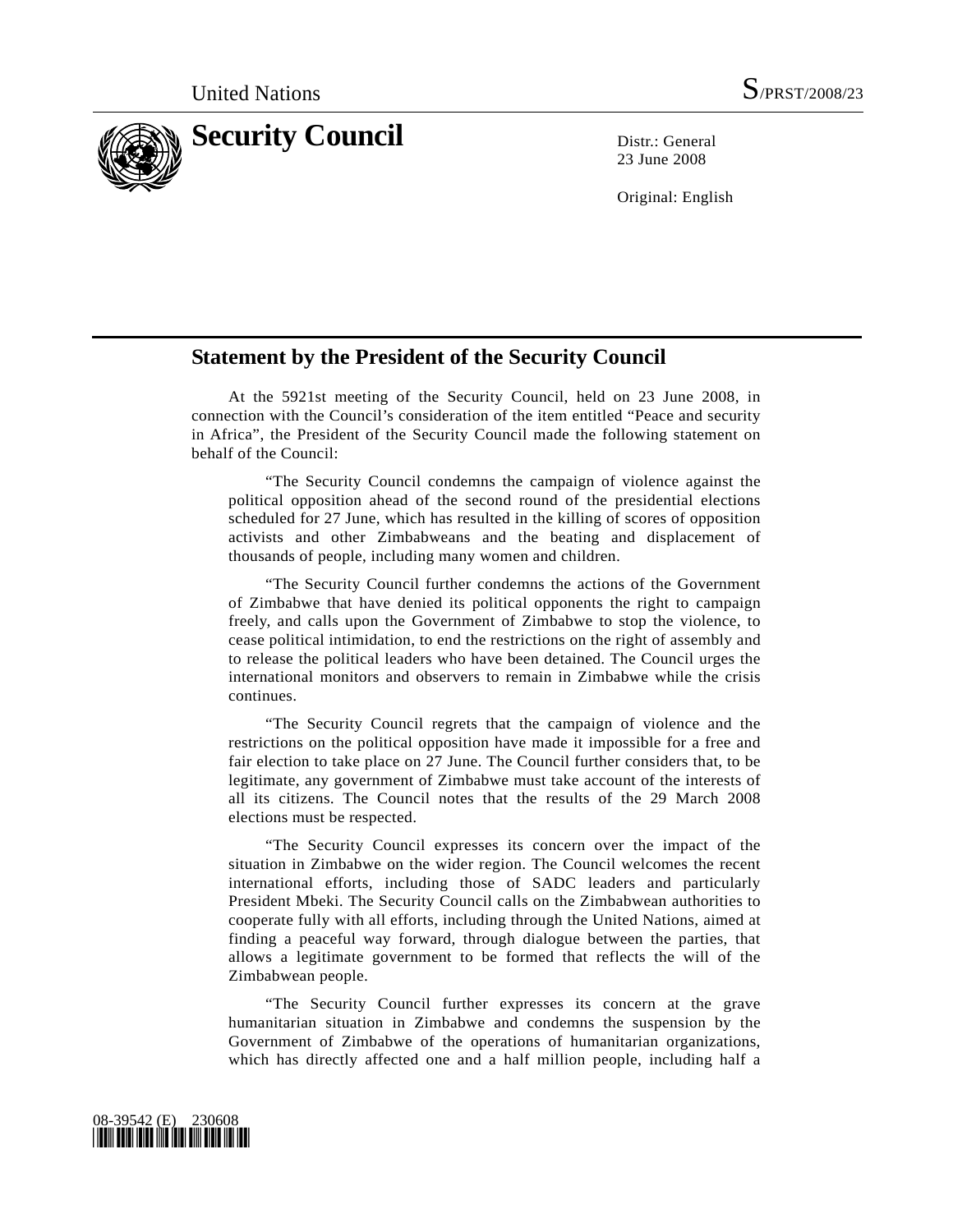United Nations S/PRST/2008/23

# Security Council

Distr.: General
23 June 2008

Original: English

## Statement by the President of the Security Council

At the 5921st meeting of the Security Council, held on 23 June 2008, in connection with the Council's consideration of the item entitled "Peace and security in Africa", the President of the Security Council made the following statement on behalf of the Council:

> "The Security Council condemns the campaign of violence against the political opposition ahead of the second round of the presidential elections scheduled for 27 June, which has resulted in the killing of scores of opposition activists and other Zimbabweans and the beating and displacement of thousands of people, including many women and children.
>
> "The Security Council further condemns the actions of the Government of Zimbabwe that have denied its political opponents the right to campaign freely, and calls upon the Government of Zimbabwe to stop the violence, to cease political intimidation, to end the restrictions on the right of assembly and to release the political leaders who have been detained. The Council urges the international monitors and observers to remain in Zimbabwe while the crisis continues.
>
> "The Security Council regrets that the campaign of violence and the restrictions on the political opposition have made it impossible for a free and fair election to take place on 27 June. The Council further considers that, to be legitimate, any government of Zimbabwe must take account of the interests of all its citizens. The Council notes that the results of the 29 March 2008 elections must be respected.
>
> "The Security Council expresses its concern over the impact of the situation in Zimbabwe on the wider region. The Council welcomes the recent international efforts, including those of SADC leaders and particularly President Mbeki. The Security Council calls on the Zimbabwean authorities to cooperate fully with all efforts, including through the United Nations, aimed at finding a peaceful way forward, through dialogue between the parties, that allows a legitimate government to be formed that reflects the will of the Zimbabwean people.
>
> "The Security Council further expresses its concern at the grave humanitarian situation in Zimbabwe and condemns the suspension by the Government of Zimbabwe of the operations of humanitarian organizations, which has directly affected one and a half million people, including half a

08-39542 (E) 230608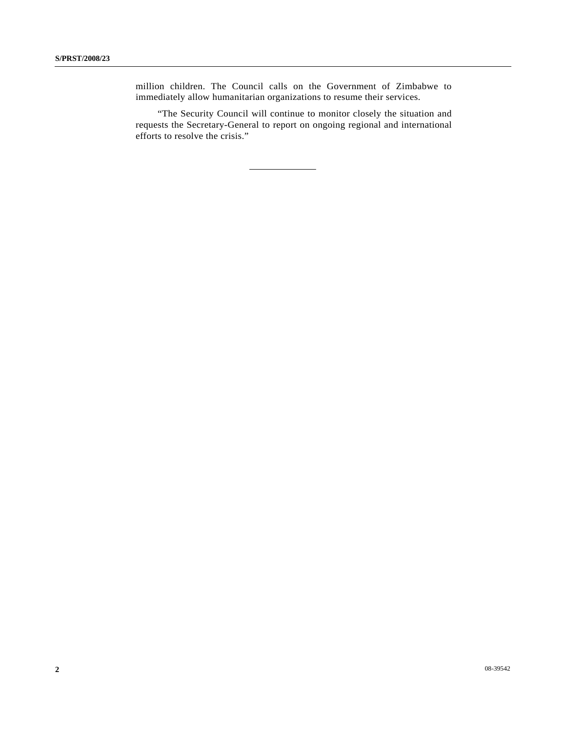million children. The Council calls on the Government of Zimbabwe to immediately allow humanitarian organizations to resume their services.

"The Security Council will continue to monitor closely the situation and requests the Secretary-General to report on ongoing regional and international efforts to resolve the crisis."